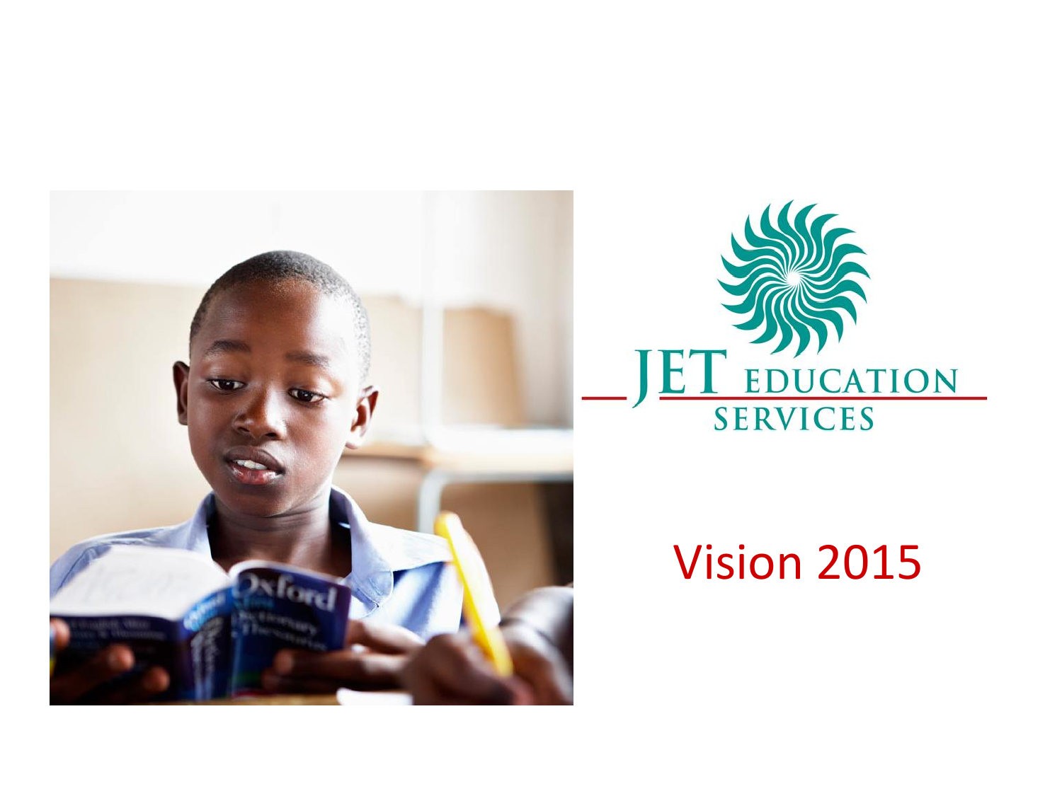JET EDUCATION SERVICES

# Vision 2015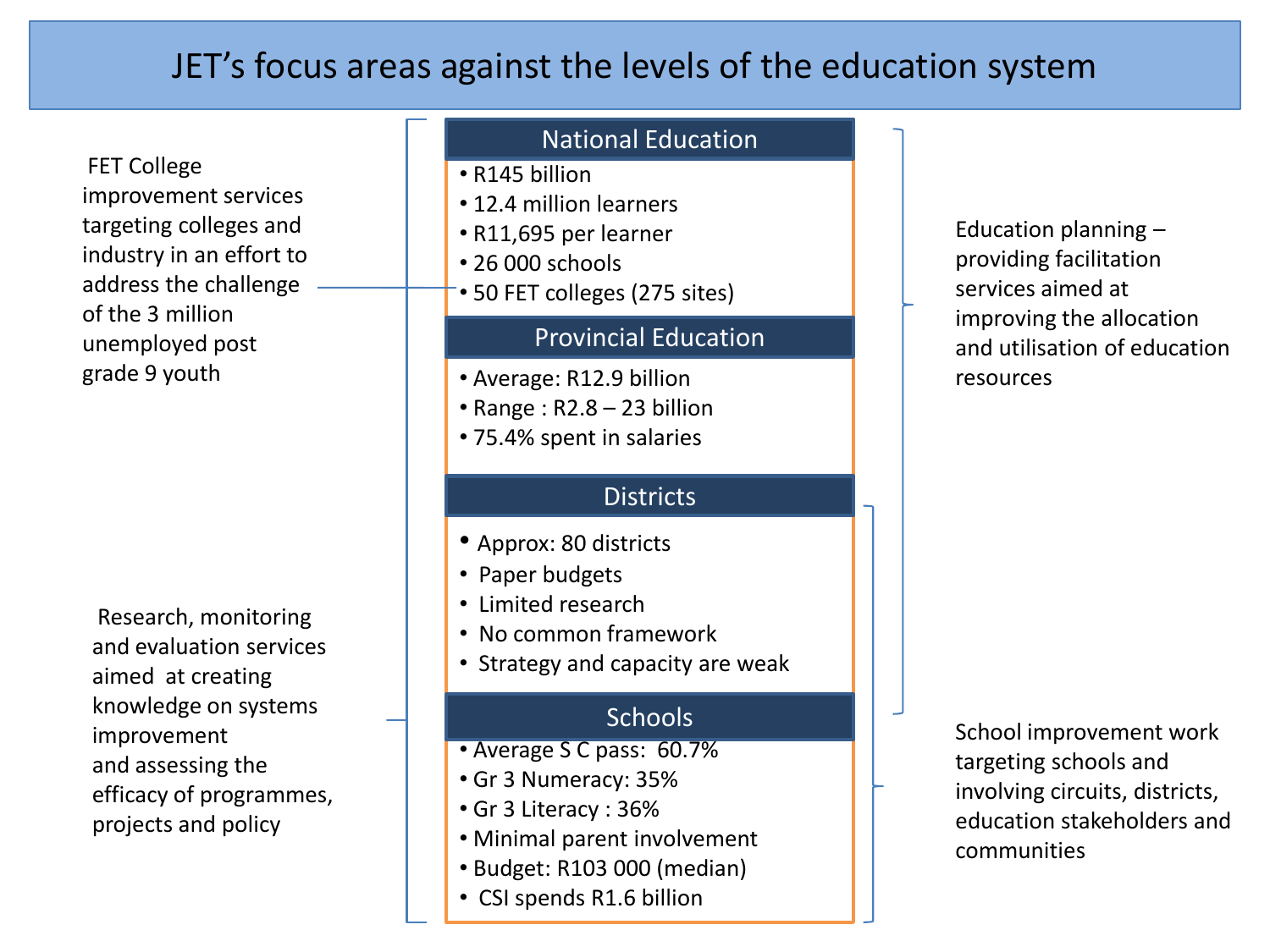# JET's focus areas against the levels of the education system

## National Education

- R145 billion
- 12.4 million learners
- R11,695 per learner
- 26 000 schools
- 50 FET colleges (275 sites)

## Provincial Education

- Average: R12.9 billion
- Range : R2.8 – 23 billion
- 75.4% spent in salaries

## Districts

- Approx: 80 districts
- Paper budgets
- Limited research
- No common framework
- Strategy and capacity are weak

## Schools

- Average S C pass: 60.7%
- Gr 3 Numeracy: 35%
- Gr 3 Literacy : 36%
- Minimal parent involvement
- Budget: R103 000 (median)
- CSI spends R1.6 billion

FET College improvement services targeting colleges and industry in an effort to address the challenge of the 3 million unemployed post grade 9 youth

Research, monitoring and evaluation services aimed at creating knowledge on systems improvement and assessing the efficacy of programmes, projects and policy

Education planning – providing facilitation services aimed at improving the allocation and utilisation of education resources

School improvement work targeting schools and involving circuits, districts, education stakeholders and communities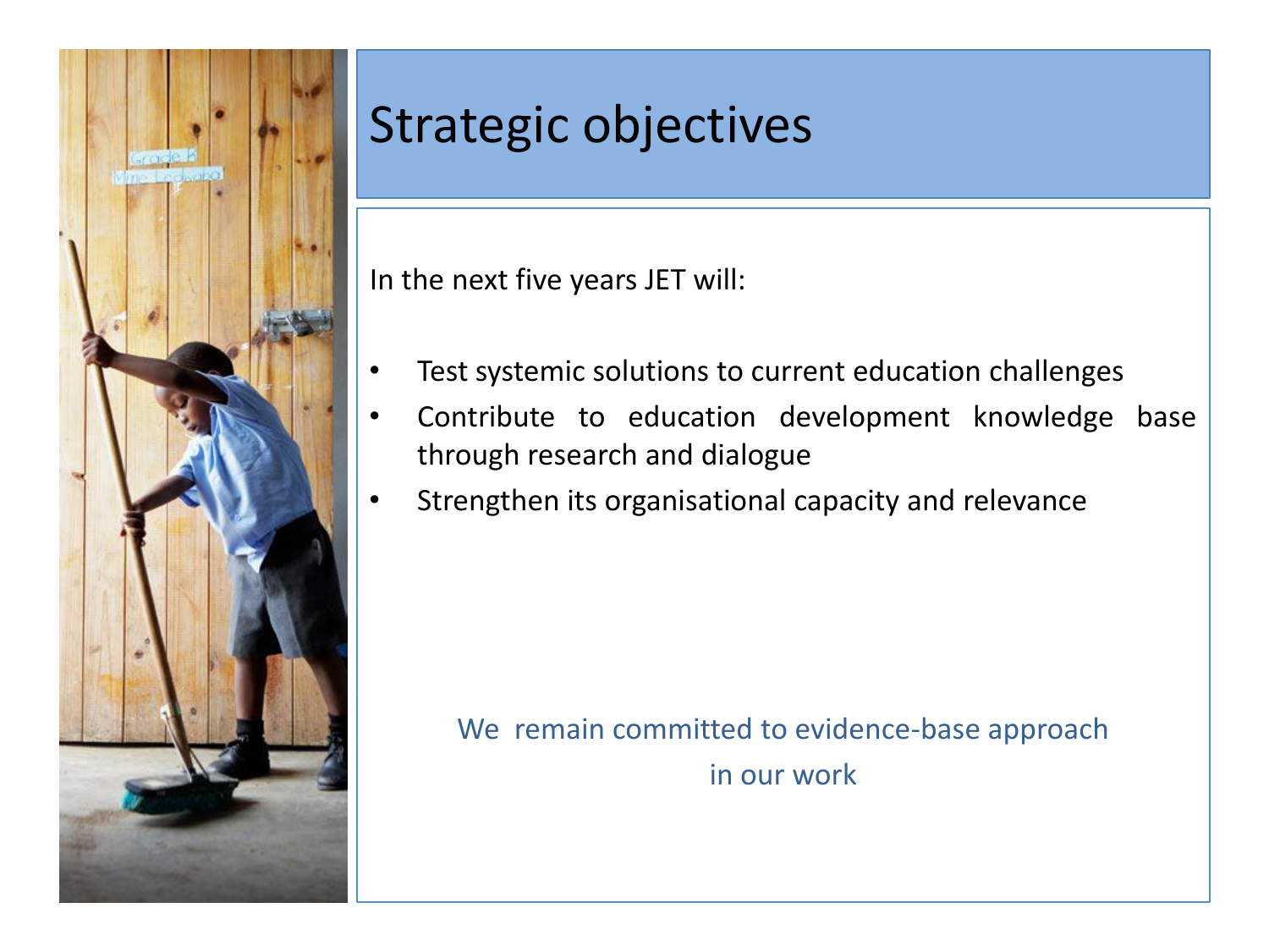# Strategic objectives

In the next five years JET will:

- Test systemic solutions to current education challenges
- Contribute to education development knowledge base through research and dialogue
- Strengthen its organisational capacity and relevance

We remain committed to evidence-base approach in our work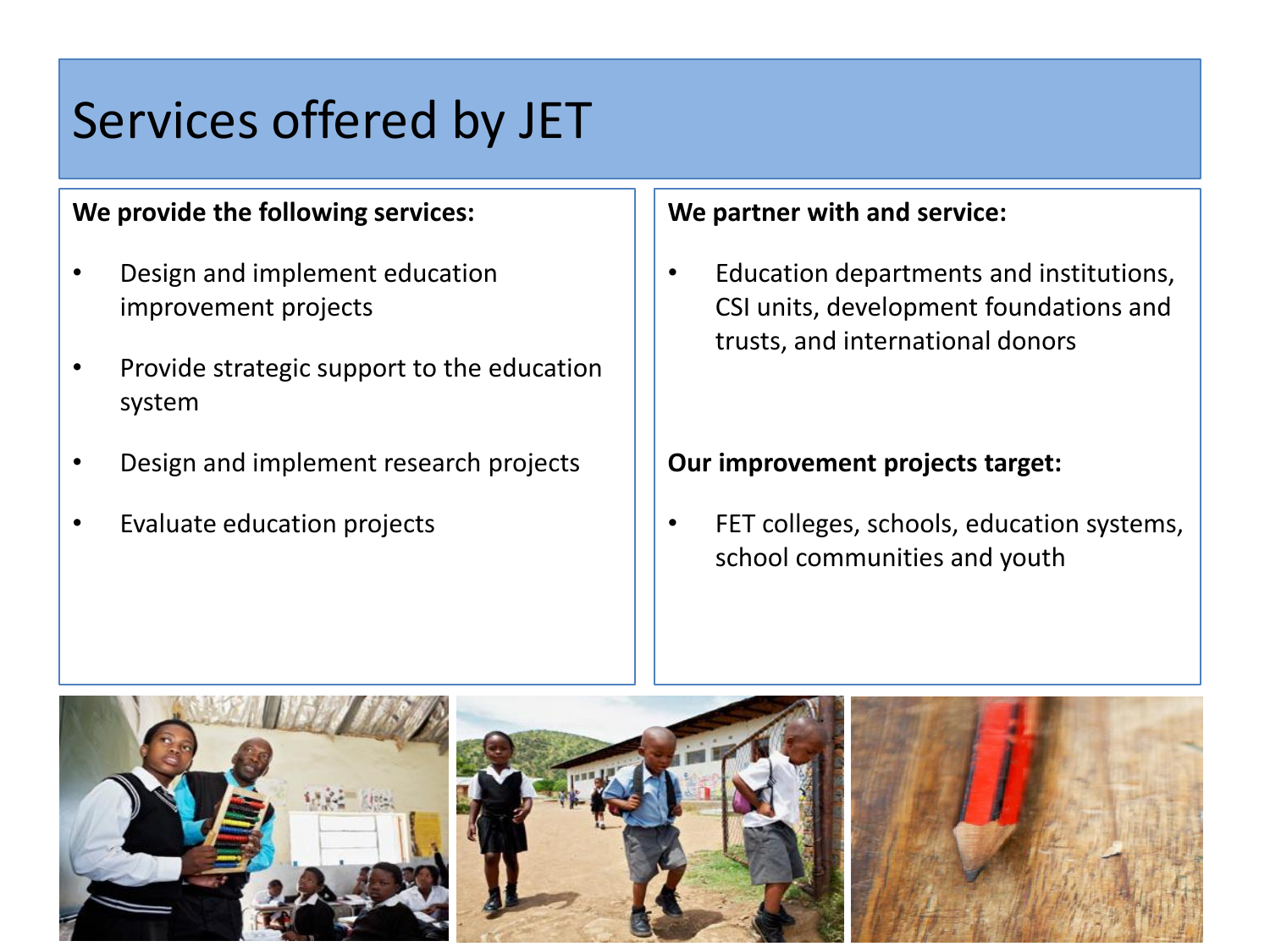# Services offered by JET

**We provide the following services:**

- Design and implement education improvement projects
- Provide strategic support to the education system
- Design and implement research projects
- Evaluate education projects

**We partner with and service:**

- Education departments and institutions, CSI units, development foundations and trusts, and international donors

**Our improvement projects target:**

- FET colleges, schools, education systems, school communities and youth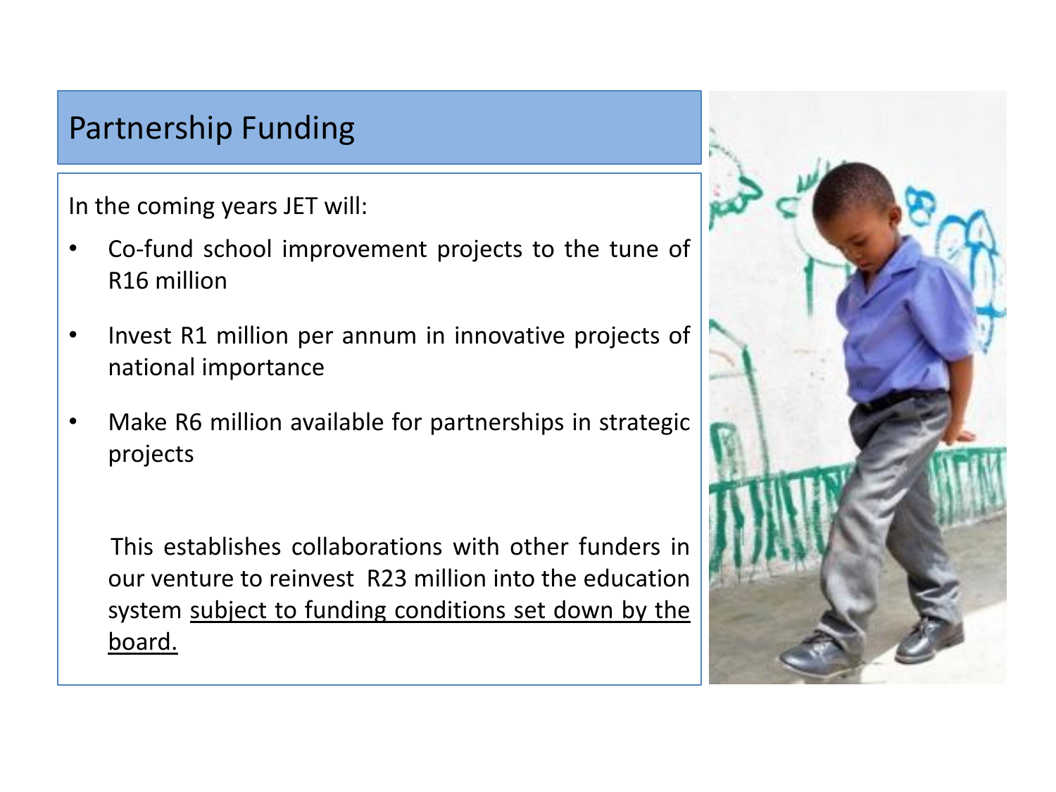## Partnership Funding

In the coming years JET will:

- Co-fund school improvement projects to the tune of R16 million
- Invest R1 million per annum in innovative projects of national importance
- Make R6 million available for partnerships in strategic projects

This establishes collaborations with other funders in our venture to reinvest R23 million into the education system <u>subject to funding conditions set down by the board.</u>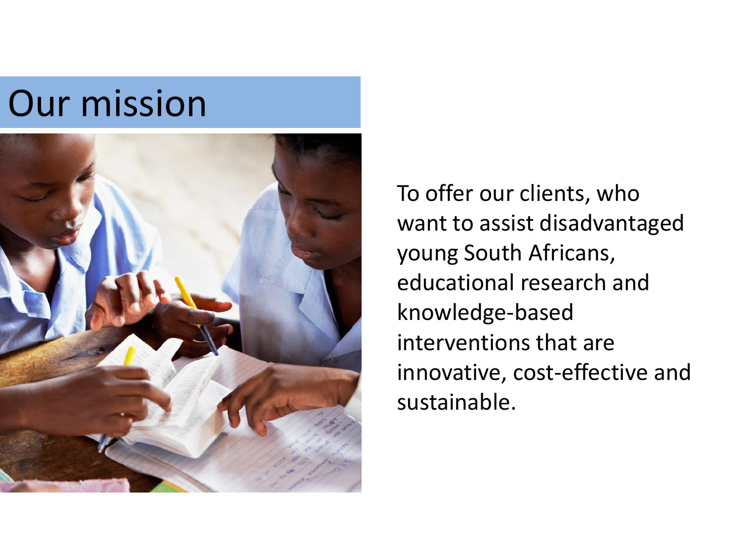# Our mission

To offer our clients, who want to assist disadvantaged young South Africans, educational research and knowledge-based interventions that are innovative, cost-effective and sustainable.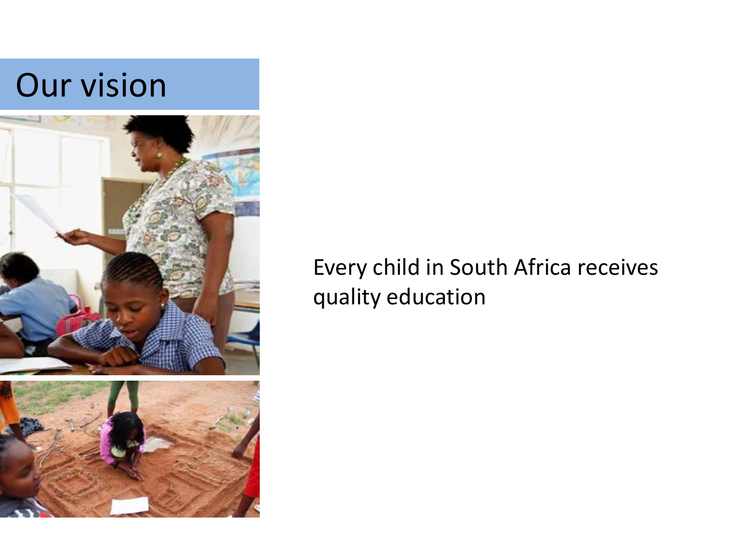# Our vision

Every child in South Africa receives quality education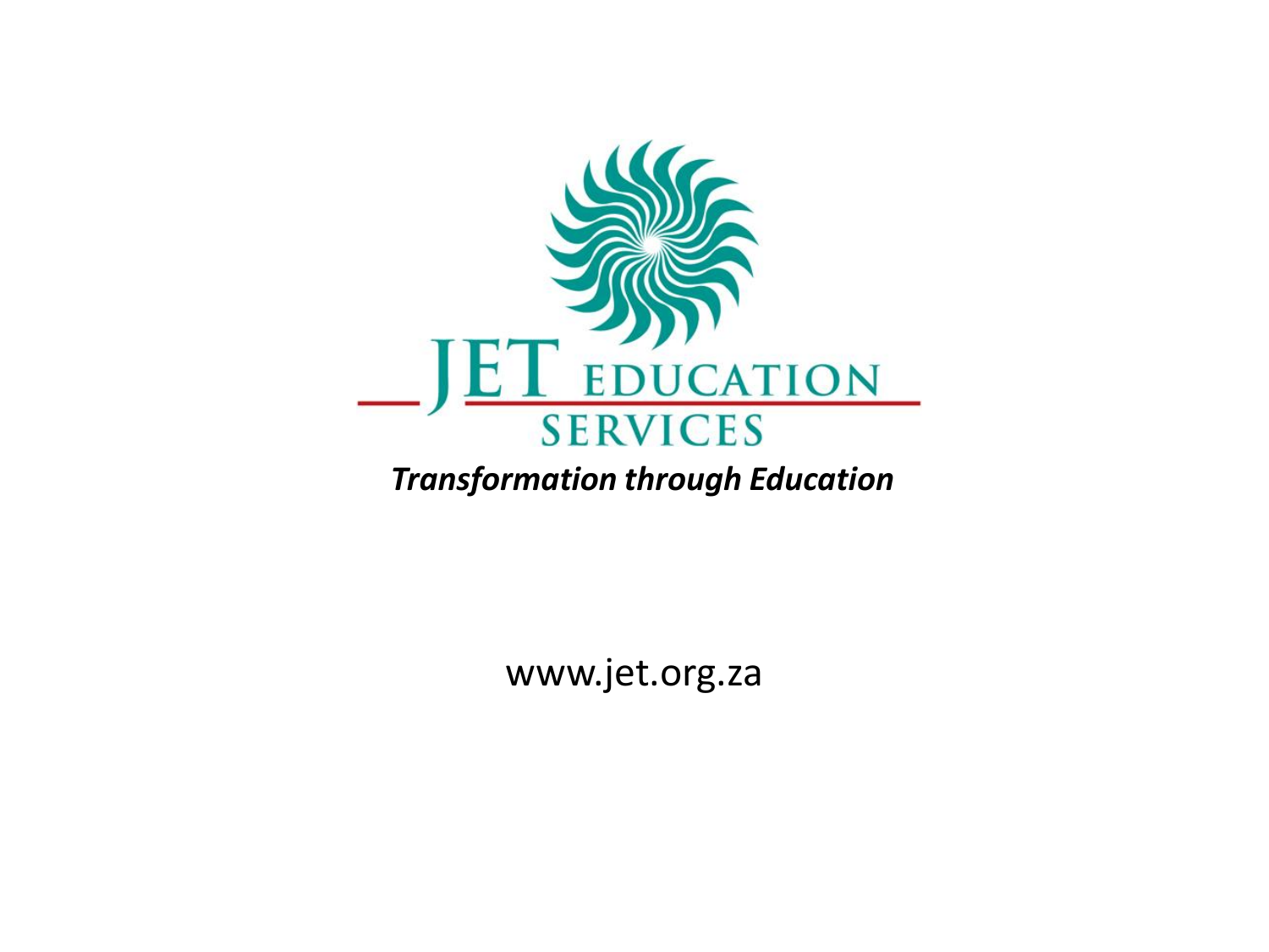JET EDUCATION SERVICES

*Transformation through Education*

www.jet.org.za